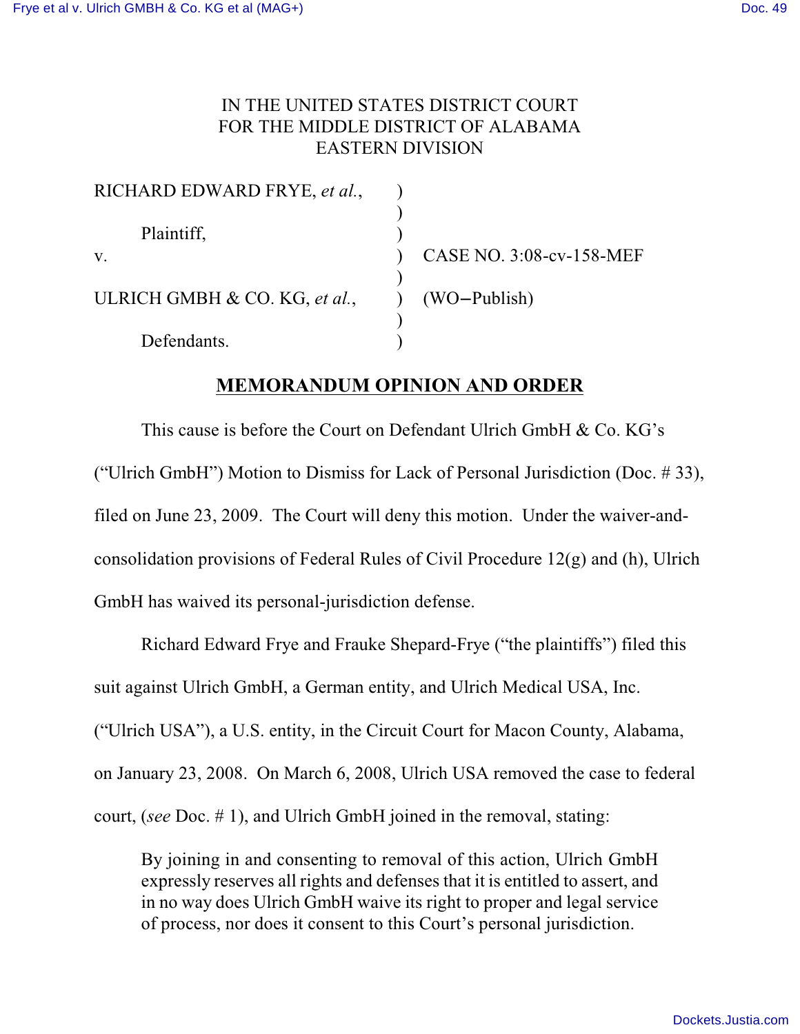IN THE UNITED STATES DISTRICT COURT
FOR THE MIDDLE DISTRICT OF ALABAMA
EASTERN DIVISION

| | | |
|---|---|---|
| RICHARD EDWARD FRYE, *et al.*, | ) | |
| | ) | |
| Plaintiff, | ) | |
| v. | ) | CASE NO. 3:08-cv-158-MEF |
| | ) | |
| ULRICH GMBH & CO. KG, *et al.*, | ) | (WO–Publish) |
| | ) | |
| Defendants. | ) | |

## **MEMORANDUM OPINION AND ORDER**

This cause is before the Court on Defendant Ulrich GmbH & Co. KG's ("Ulrich GmbH") Motion to Dismiss for Lack of Personal Jurisdiction (Doc. # 33), filed on June 23, 2009. The Court will deny this motion. Under the waiver-and-consolidation provisions of Federal Rules of Civil Procedure 12(g) and (h), Ulrich GmbH has waived its personal-jurisdiction defense.

Richard Edward Frye and Frauke Shepard-Frye ("the plaintiffs") filed this suit against Ulrich GmbH, a German entity, and Ulrich Medical USA, Inc. ("Ulrich USA"), a U.S. entity, in the Circuit Court for Macon County, Alabama, on January 23, 2008. On March 6, 2008, Ulrich USA removed the case to federal court, (*see* Doc. # 1), and Ulrich GmbH joined in the removal, stating:

> By joining in and consenting to removal of this action, Ulrich GmbH expressly reserves all rights and defenses that it is entitled to assert, and in no way does Ulrich GmbH waive its right to proper and legal service of process, nor does it consent to this Court's personal jurisdiction.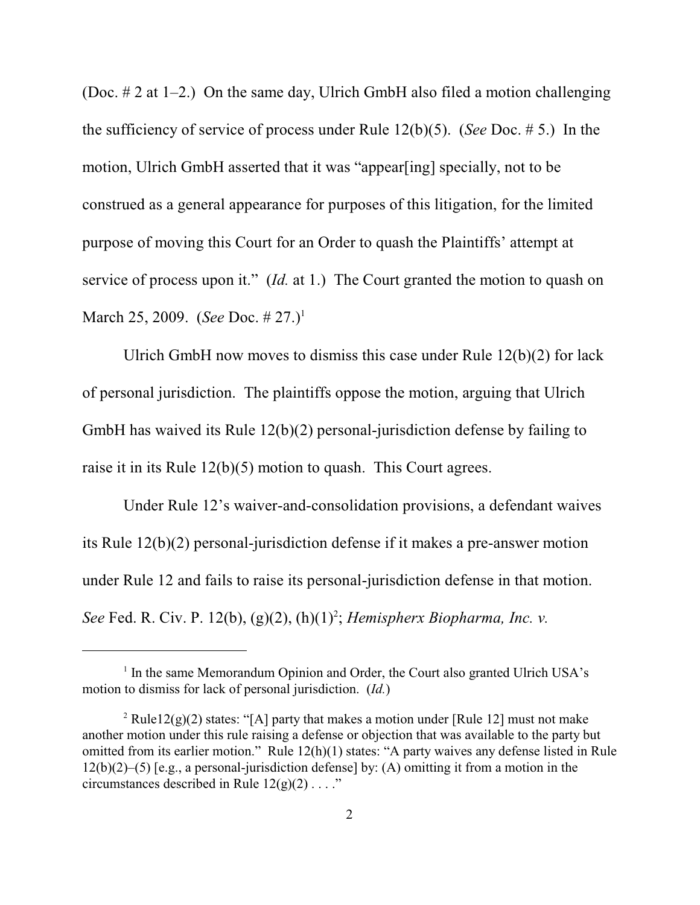(Doc. # 2 at 1–2.) On the same day, Ulrich GmbH also filed a motion challenging the sufficiency of service of process under Rule 12(b)(5). (*See* Doc. # 5.) In the motion, Ulrich GmbH asserted that it was "appear[ing] specially, not to be construed as a general appearance for purposes of this litigation, for the limited purpose of moving this Court for an Order to quash the Plaintiffs' attempt at service of process upon it." (*Id.* at 1.) The Court granted the motion to quash on March 25, 2009. (*See* Doc. # 27.)[1]

Ulrich GmbH now moves to dismiss this case under Rule 12(b)(2) for lack of personal jurisdiction. The plaintiffs oppose the motion, arguing that Ulrich GmbH has waived its Rule 12(b)(2) personal-jurisdiction defense by failing to raise it in its Rule 12(b)(5) motion to quash. This Court agrees.

Under Rule 12's waiver-and-consolidation provisions, a defendant waives its Rule 12(b)(2) personal-jurisdiction defense if it makes a pre-answer motion under Rule 12 and fails to raise its personal-jurisdiction defense in that motion. *See* Fed. R. Civ. P. 12(b), (g)(2), (h)(1)[2]; *Hemispherx Biopharma, Inc. v.*

---

[1] In the same Memorandum Opinion and Order, the Court also granted Ulrich USA's motion to dismiss for lack of personal jurisdiction. (*Id.*)

[2] Rule12(g)(2) states: "[A] party that makes a motion under [Rule 12] must not make another motion under this rule raising a defense or objection that was available to the party but omitted from its earlier motion." Rule 12(h)(1) states: "A party waives any defense listed in Rule 12(b)(2)–(5) [e.g., a personal-jurisdiction defense] by: (A) omitting it from a motion in the circumstances described in Rule 12(g)(2) . . . ."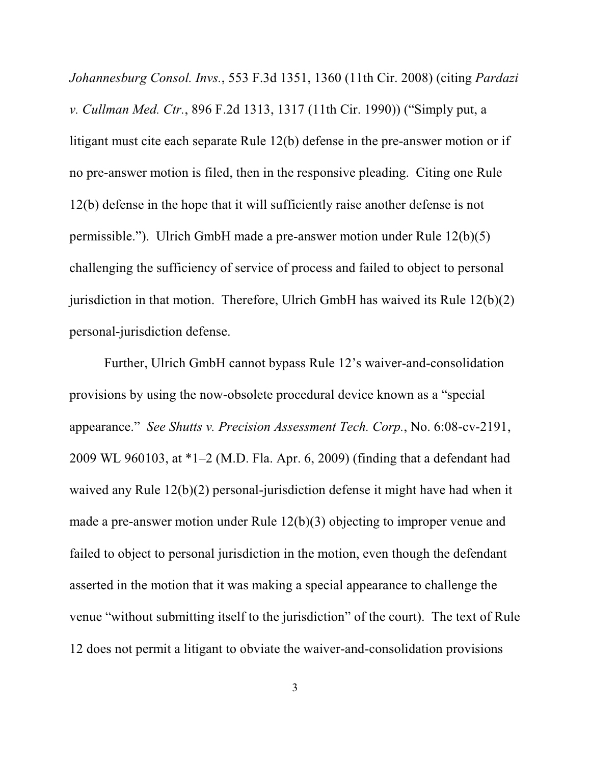*Johannesburg Consol. Invs.*, 553 F.3d 1351, 1360 (11th Cir. 2008) (citing *Pardazi v. Cullman Med. Ctr.*, 896 F.2d 1313, 1317 (11th Cir. 1990)) ("Simply put, a litigant must cite each separate Rule 12(b) defense in the pre-answer motion or if no pre-answer motion is filed, then in the responsive pleading. Citing one Rule 12(b) defense in the hope that it will sufficiently raise another defense is not permissible."). Ulrich GmbH made a pre-answer motion under Rule 12(b)(5) challenging the sufficiency of service of process and failed to object to personal jurisdiction in that motion. Therefore, Ulrich GmbH has waived its Rule 12(b)(2) personal-jurisdiction defense.

Further, Ulrich GmbH cannot bypass Rule 12's waiver-and-consolidation provisions by using the now-obsolete procedural device known as a "special appearance." *See Shutts v. Precision Assessment Tech. Corp.*, No. 6:08-cv-2191, 2009 WL 960103, at *1–2 (M.D. Fla. Apr. 6, 2009) (finding that a defendant had waived any Rule 12(b)(2) personal-jurisdiction defense it might have had when it made a pre-answer motion under Rule 12(b)(3) objecting to improper venue and failed to object to personal jurisdiction in the motion, even though the defendant asserted in the motion that it was making a special appearance to challenge the venue "without submitting itself to the jurisdiction" of the court). The text of Rule 12 does not permit a litigant to obviate the waiver-and-consolidation provisions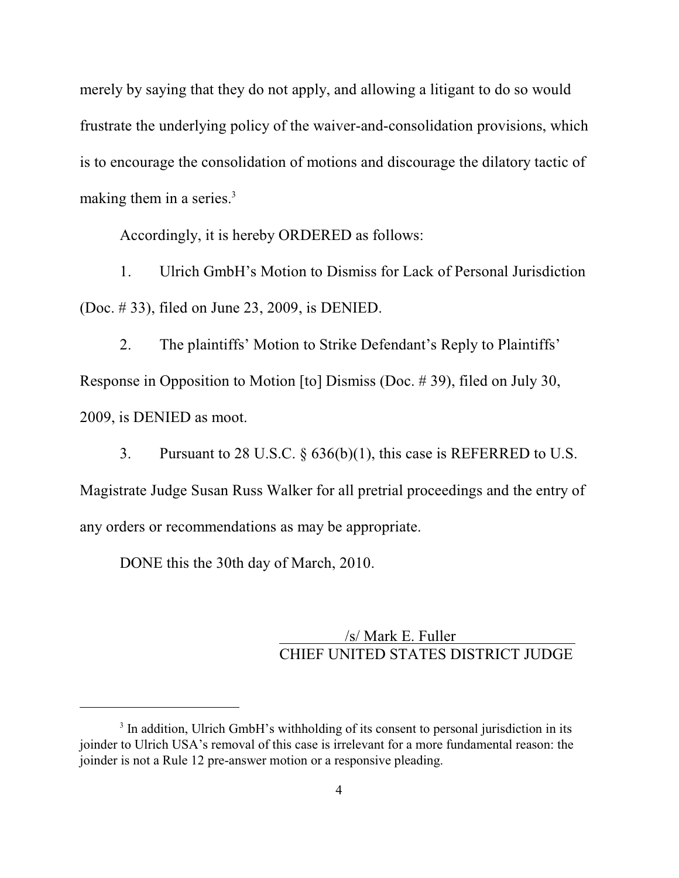merely by saying that they do not apply, and allowing a litigant to do so would frustrate the underlying policy of the waiver-and-consolidation provisions, which is to encourage the consolidation of motions and discourage the dilatory tactic of making them in a series.[3]

Accordingly, it is hereby ORDERED as follows:

1. Ulrich GmbH's Motion to Dismiss for Lack of Personal Jurisdiction (Doc. # 33), filed on June 23, 2009, is DENIED.

2. The plaintiffs' Motion to Strike Defendant's Reply to Plaintiffs' Response in Opposition to Motion [to] Dismiss (Doc. # 39), filed on July 30, 2009, is DENIED as moot.

3. Pursuant to 28 U.S.C. § 636(b)(1), this case is REFERRED to U.S. Magistrate Judge Susan Russ Walker for all pretrial proceedings and the entry of any orders or recommendations as may be appropriate.

DONE this the 30th day of March, 2010.

/s/ Mark E. Fuller
CHIEF UNITED STATES DISTRICT JUDGE

---

[3] In addition, Ulrich GmbH's withholding of its consent to personal jurisdiction in its joinder to Ulrich USA's removal of this case is irrelevant for a more fundamental reason: the joinder is not a Rule 12 pre-answer motion or a responsive pleading.